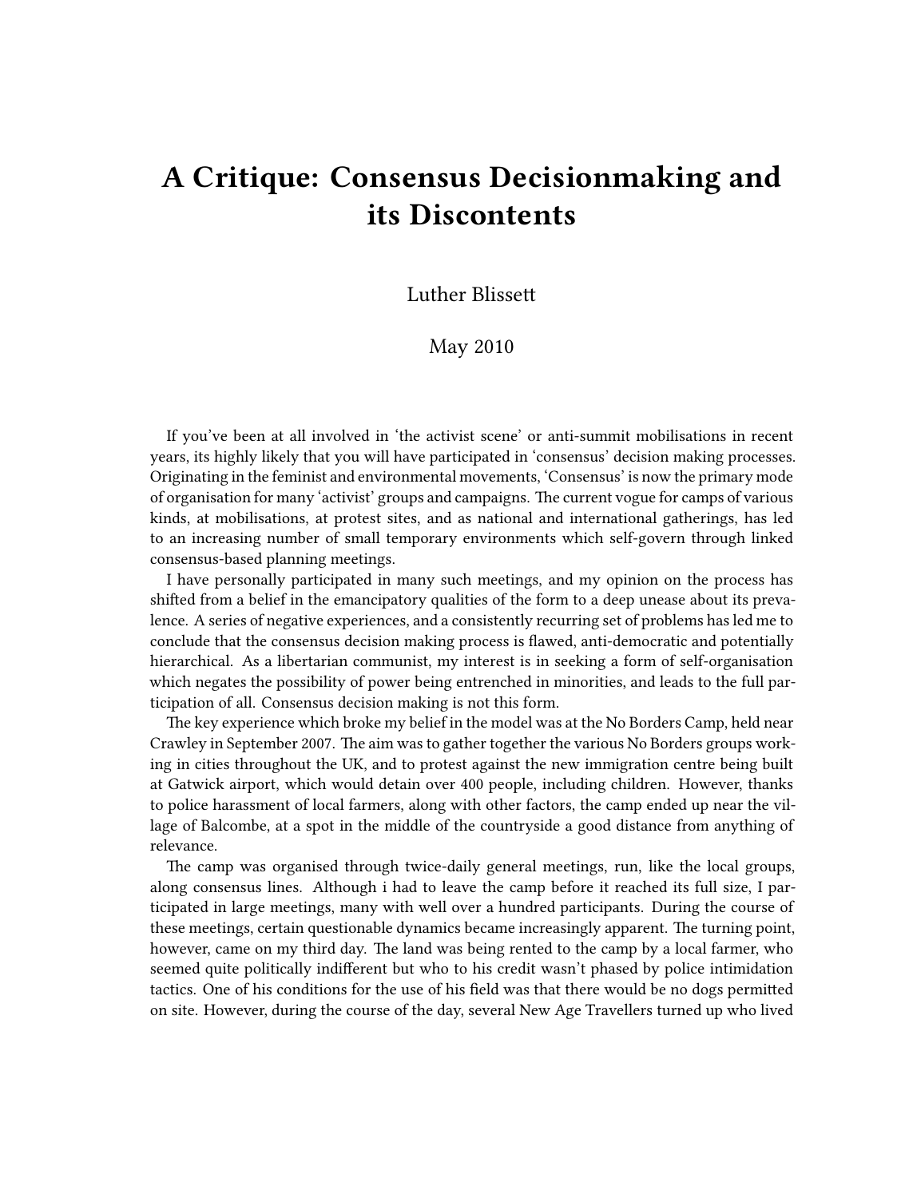# A Critique: Consensus Decisionmaking and its Discontents

Luther Blissett

May 2010

If you've been at all involved in 'the activist scene' or anti-summit mobilisations in recent years, its highly likely that you will have participated in 'consensus' decision making processes. Originating in the feminist and environmental movements, 'Consensus' is now the primary mode of organisation for many 'activist' groups and campaigns. The current vogue for camps of various kinds, at mobilisations, at protest sites, and as national and international gatherings, has led to an increasing number of small temporary environments which self-govern through linked consensus-based planning meetings.

I have personally participated in many such meetings, and my opinion on the process has shifted from a belief in the emancipatory qualities of the form to a deep unease about its prevalence. A series of negative experiences, and a consistently recurring set of problems has led me to conclude that the consensus decision making process is flawed, anti-democratic and potentially hierarchical. As a libertarian communist, my interest is in seeking a form of self-organisation which negates the possibility of power being entrenched in minorities, and leads to the full participation of all. Consensus decision making is not this form.

The key experience which broke my belief in the model was at the No Borders Camp, held near Crawley in September 2007. The aim was to gather together the various No Borders groups working in cities throughout the UK, and to protest against the new immigration centre being built at Gatwick airport, which would detain over 400 people, including children. However, thanks to police harassment of local farmers, along with other factors, the camp ended up near the village of Balcombe, at a spot in the middle of the countryside a good distance from anything of relevance.

The camp was organised through twice-daily general meetings, run, like the local groups, along consensus lines. Although i had to leave the camp before it reached its full size, I participated in large meetings, many with well over a hundred participants. During the course of these meetings, certain questionable dynamics became increasingly apparent. The turning point, however, came on my third day. The land was being rented to the camp by a local farmer, who seemed quite politically indifferent but who to his credit wasn't phased by police intimidation tactics. One of his conditions for the use of his field was that there would be no dogs permitted on site. However, during the course of the day, several New Age Travellers turned up who lived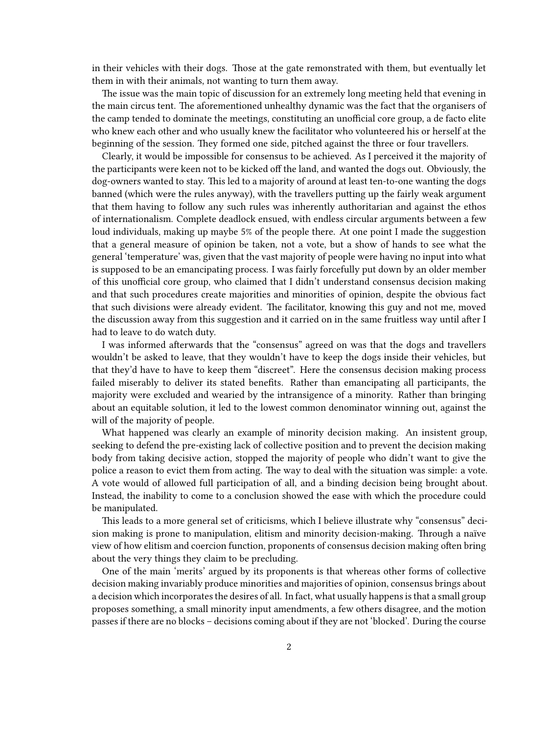in their vehicles with their dogs. Those at the gate remonstrated with them, but eventually let them in with their animals, not wanting to turn them away.

The issue was the main topic of discussion for an extremely long meeting held that evening in the main circus tent. The aforementioned unhealthy dynamic was the fact that the organisers of the camp tended to dominate the meetings, constituting an unofficial core group, a de facto elite who knew each other and who usually knew the facilitator who volunteered his or herself at the beginning of the session. They formed one side, pitched against the three or four travellers.

Clearly, it would be impossible for consensus to be achieved. As I perceived it the majority of the participants were keen not to be kicked off the land, and wanted the dogs out. Obviously, the dog-owners wanted to stay. This led to a majority of around at least ten-to-one wanting the dogs banned (which were the rules anyway), with the travellers putting up the fairly weak argument that them having to follow any such rules was inherently authoritarian and against the ethos of internationalism. Complete deadlock ensued, with endless circular arguments between a few loud individuals, making up maybe 5% of the people there. At one point I made the suggestion that a general measure of opinion be taken, not a vote, but a show of hands to see what the general 'temperature' was, given that the vast majority of people were having no input into what is supposed to be an emancipating process. I was fairly forcefully put down by an older member of this unofficial core group, who claimed that I didn't understand consensus decision making and that such procedures create majorities and minorities of opinion, despite the obvious fact that such divisions were already evident. The facilitator, knowing this guy and not me, moved the discussion away from this suggestion and it carried on in the same fruitless way until after I had to leave to do watch duty.

I was informed afterwards that the "consensus" agreed on was that the dogs and travellers wouldn't be asked to leave, that they wouldn't have to keep the dogs inside their vehicles, but that they'd have to have to keep them "discreet". Here the consensus decision making process failed miserably to deliver its stated benefits. Rather than emancipating all participants, the majority were excluded and wearied by the intransigence of a minority. Rather than bringing about an equitable solution, it led to the lowest common denominator winning out, against the will of the majority of people.

What happened was clearly an example of minority decision making. An insistent group, seeking to defend the pre-existing lack of collective position and to prevent the decision making body from taking decisive action, stopped the majority of people who didn't want to give the police a reason to evict them from acting. The way to deal with the situation was simple: a vote. A vote would of allowed full participation of all, and a binding decision being brought about. Instead, the inability to come to a conclusion showed the ease with which the procedure could be manipulated.

This leads to a more general set of criticisms, which I believe illustrate why "consensus" decision making is prone to manipulation, elitism and minority decision-making. Through a naïve view of how elitism and coercion function, proponents of consensus decision making often bring about the very things they claim to be precluding.

One of the main 'merits' argued by its proponents is that whereas other forms of collective decision making invariably produce minorities and majorities of opinion, consensus brings about a decision which incorporates the desires of all. In fact, what usually happens is that a small group proposes something, a small minority input amendments, a few others disagree, and the motion passes if there are no blocks – decisions coming about if they are not 'blocked'. During the course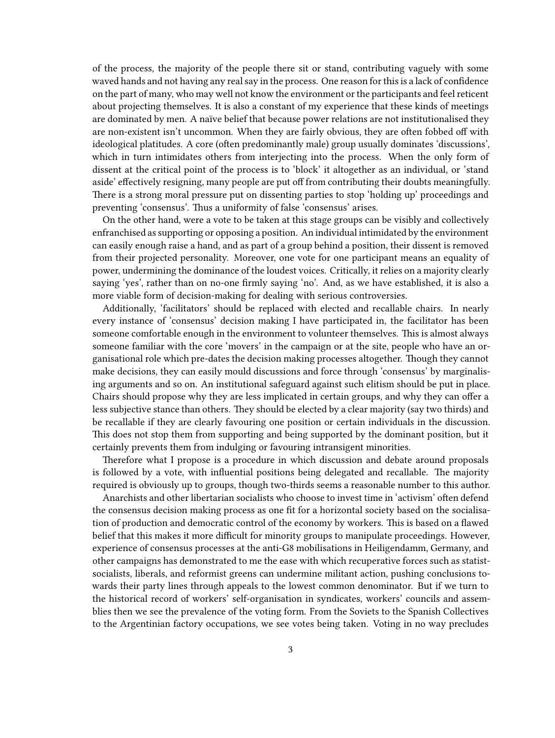of the process, the majority of the people there sit or stand, contributing vaguely with some waved hands and not having any real say in the process. One reason for this is a lack of confidence on the part of many, who may well not know the environment or the participants and feel reticent about projecting themselves. It is also a constant of my experience that these kinds of meetings are dominated by men. A naïve belief that because power relations are not institutionalised they are non-existent isn't uncommon. When they are fairly obvious, they are often fobbed off with ideological platitudes. A core (often predominantly male) group usually dominates 'discussions', which in turn intimidates others from interjecting into the process. When the only form of dissent at the critical point of the process is to 'block' it altogether as an individual, or 'stand aside' effectively resigning, many people are put off from contributing their doubts meaningfully. There is a strong moral pressure put on dissenting parties to stop 'holding up' proceedings and preventing 'consensus'. Thus a uniformity of false 'consensus' arises.

On the other hand, were a vote to be taken at this stage groups can be visibly and collectively enfranchised as supporting or opposing a position. An individual intimidated by the environment can easily enough raise a hand, and as part of a group behind a position, their dissent is removed from their projected personality. Moreover, one vote for one participant means an equality of power, undermining the dominance of the loudest voices. Critically, it relies on a majority clearly saying 'yes', rather than on no-one firmly saying 'no'. And, as we have established, it is also a more viable form of decision-making for dealing with serious controversies.

Additionally, 'facilitators' should be replaced with elected and recallable chairs. In nearly every instance of 'consensus' decision making I have participated in, the facilitator has been someone comfortable enough in the environment to volunteer themselves. This is almost always someone familiar with the core 'movers' in the campaign or at the site, people who have an organisational role which pre-dates the decision making processes altogether. Though they cannot make decisions, they can easily mould discussions and force through 'consensus' by marginalising arguments and so on. An institutional safeguard against such elitism should be put in place. Chairs should propose why they are less implicated in certain groups, and why they can offer a less subjective stance than others. They should be elected by a clear majority (say two thirds) and be recallable if they are clearly favouring one position or certain individuals in the discussion. This does not stop them from supporting and being supported by the dominant position, but it certainly prevents them from indulging or favouring intransigent minorities.

Therefore what I propose is a procedure in which discussion and debate around proposals is followed by a vote, with influential positions being delegated and recallable. The majority required is obviously up to groups, though two-thirds seems a reasonable number to this author.

Anarchists and other libertarian socialists who choose to invest time in 'activism' often defend the consensus decision making process as one fit for a horizontal society based on the socialisation of production and democratic control of the economy by workers. This is based on a flawed belief that this makes it more difficult for minority groups to manipulate proceedings. However, experience of consensus processes at the anti-G8 mobilisations in Heiligendamm, Germany, and other campaigns has demonstrated to me the ease with which recuperative forces such as statist-socialists, liberals, and reformist greens can undermine militant action, pushing conclusions towards their party lines through appeals to the lowest common denominator. But if we turn to the historical record of workers' self-organisation in syndicates, workers' councils and assemblies then we see the prevalence of the voting form. From the Soviets to the Spanish Collectives to the Argentinian factory occupations, we see votes being taken. Voting in no way precludes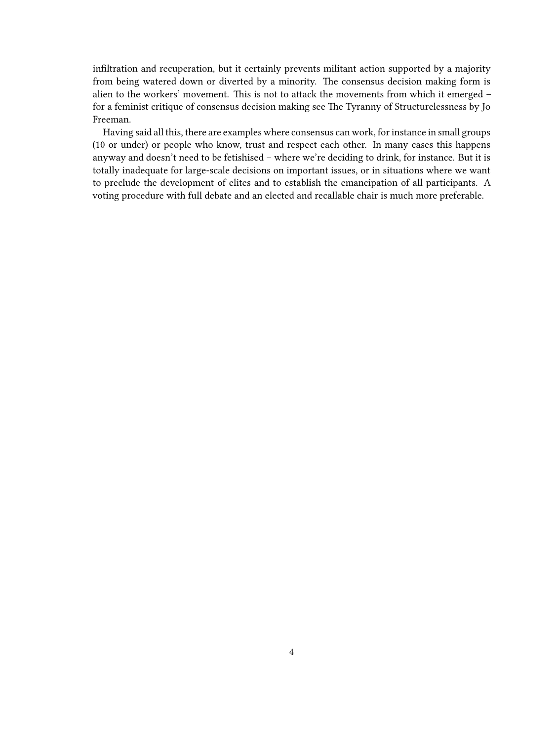infiltration and recuperation, but it certainly prevents militant action supported by a majority from being watered down or diverted by a minority. The consensus decision making form is alien to the workers' movement. This is not to attack the movements from which it emerged – for a feminist critique of consensus decision making see The Tyranny of Structurelessness by Jo Freeman.

Having said all this, there are examples where consensus can work, for instance in small groups (10 or under) or people who know, trust and respect each other. In many cases this happens anyway and doesn't need to be fetishised – where we're deciding to drink, for instance. But it is totally inadequate for large-scale decisions on important issues, or in situations where we want to preclude the development of elites and to establish the emancipation of all participants. A voting procedure with full debate and an elected and recallable chair is much more preferable.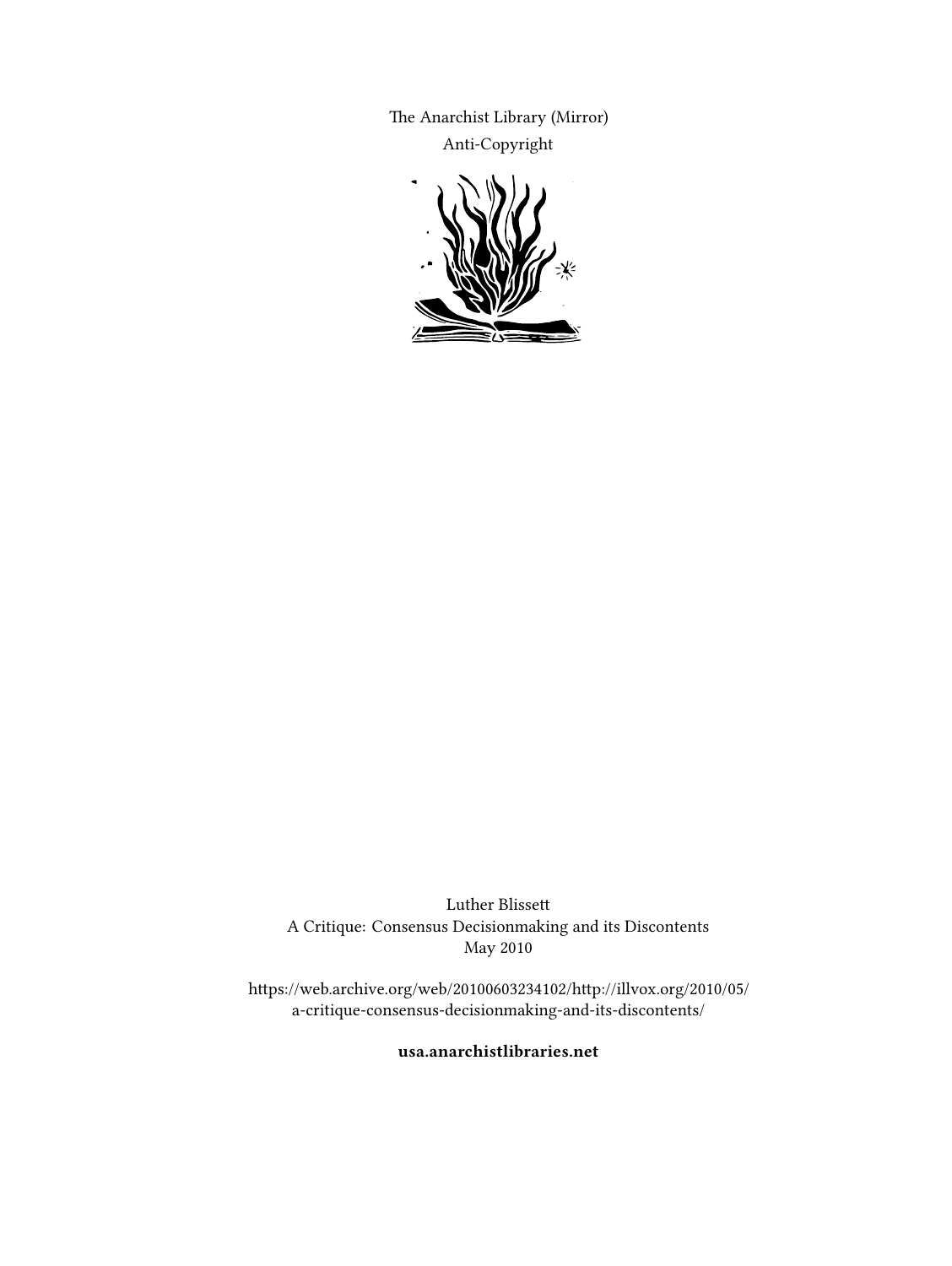The Anarchist Library (Mirror)
Anti-Copyright

Luther Blissett
A Critique: Consensus Decisionmaking and its Discontents
May 2010

https://web.archive.org/web/20100603234102/http://illvox.org/2010/05/a-critique-consensus-decisionmaking-and-its-discontents/

**usa.anarchistlibraries.net**